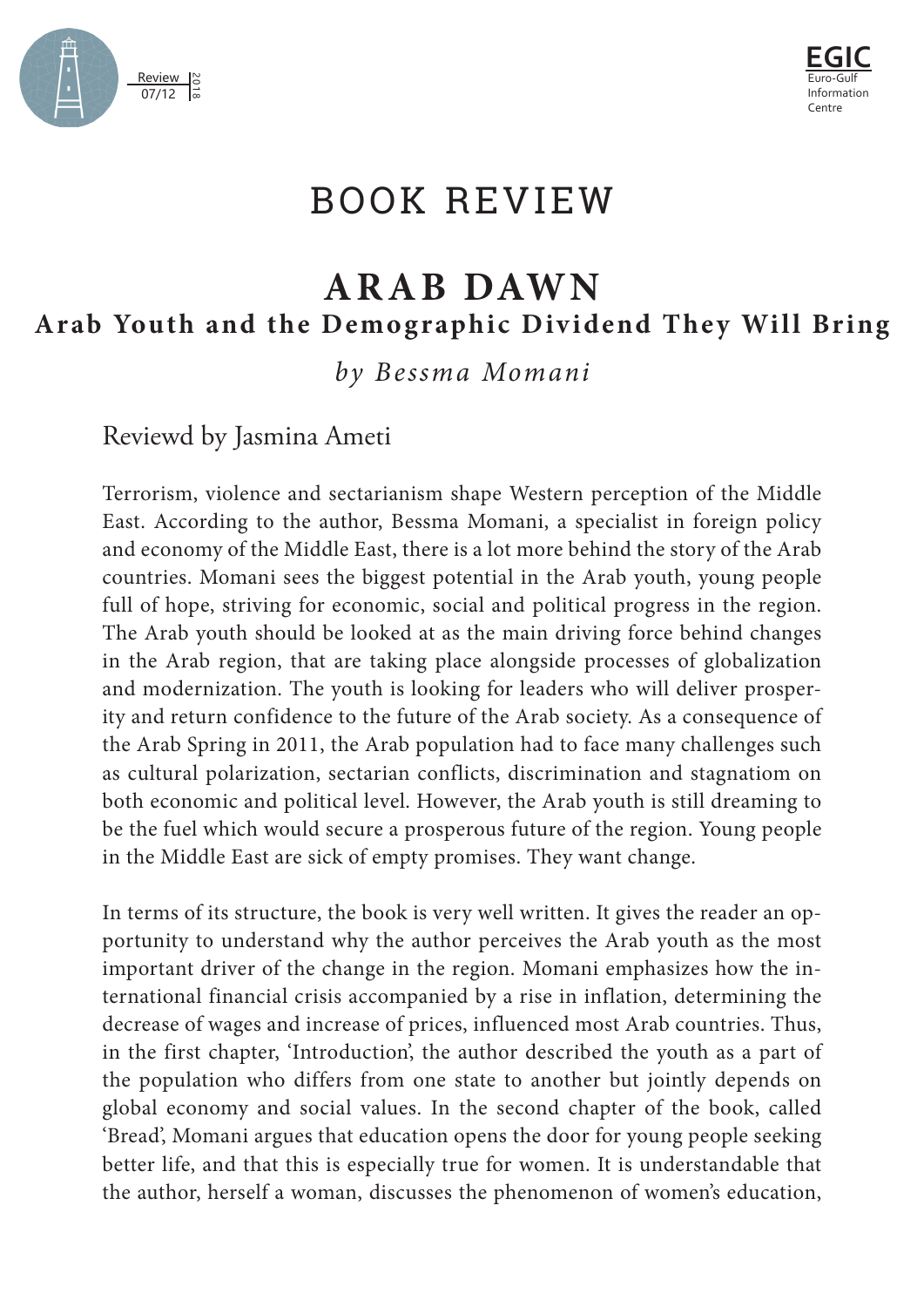# BOOK REVIEW

## ARAB DAWN
### Arab Youth and the Demographic Dividend They Will Bring

*by Bessma Momani*

Reviewd by Jasmina Ameti

Terrorism, violence and sectarianism shape Western perception of the Middle East. According to the author, Bessma Momani, a specialist in foreign policy and economy of the Middle East, there is a lot more behind the story of the Arab countries. Momani sees the biggest potential in the Arab youth, young people full of hope, striving for economic, social and political progress in the region. The Arab youth should be looked at as the main driving force behind changes in the Arab region, that are taking place alongside processes of globalization and modernization. The youth is looking for leaders who will deliver prosperity and return confidence to the future of the Arab society. As a consequence of the Arab Spring in 2011, the Arab population had to face many challenges such as cultural polarization, sectarian conflicts, discrimination and stagnatiom on both economic and political level. However, the Arab youth is still dreaming to be the fuel which would secure a prosperous future of the region. Young people in the Middle East are sick of empty promises. They want change.

In terms of its structure, the book is very well written. It gives the reader an opportunity to understand why the author perceives the Arab youth as the most important driver of the change in the region. Momani emphasizes how the international financial crisis accompanied by a rise in inflation, determining the decrease of wages and increase of prices, influenced most Arab countries. Thus, in the first chapter, 'Introduction', the author described the youth as a part of the population who differs from one state to another but jointly depends on global economy and social values. In the second chapter of the book, called 'Bread', Momani argues that education opens the door for young people seeking better life, and that this is especially true for women. It is understandable that the author, herself a woman, discusses the phenomenon of women's education,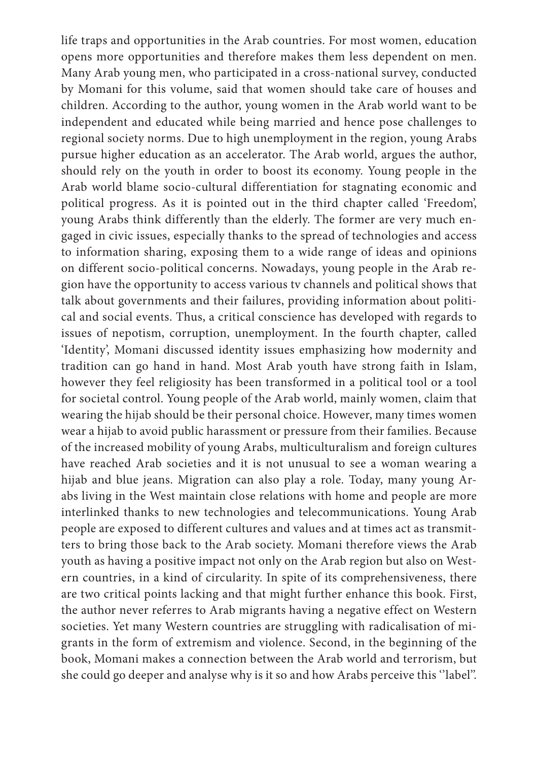life traps and opportunities in the Arab countries. For most women, education opens more opportunities and therefore makes them less dependent on men. Many Arab young men, who participated in a cross-national survey, conducted by Momani for this volume, said that women should take care of houses and children. According to the author, young women in the Arab world want to be independent and educated while being married and hence pose challenges to regional society norms. Due to high unemployment in the region, young Arabs pursue higher education as an accelerator. The Arab world, argues the author, should rely on the youth in order to boost its economy. Young people in the Arab world blame socio-cultural differentiation for stagnating economic and political progress. As it is pointed out in the third chapter called 'Freedom', young Arabs think differently than the elderly. The former are very much engaged in civic issues, especially thanks to the spread of technologies and access to information sharing, exposing them to a wide range of ideas and opinions on different socio-political concerns. Nowadays, young people in the Arab region have the opportunity to access various tv channels and political shows that talk about governments and their failures, providing information about political and social events. Thus, a critical conscience has developed with regards to issues of nepotism, corruption, unemployment. In the fourth chapter, called 'Identity', Momani discussed identity issues emphasizing how modernity and tradition can go hand in hand. Most Arab youth have strong faith in Islam, however they feel religiosity has been transformed in a political tool or a tool for societal control. Young people of the Arab world, mainly women, claim that wearing the hijab should be their personal choice. However, many times women wear a hijab to avoid public harassment or pressure from their families. Because of the increased mobility of young Arabs, multiculturalism and foreign cultures have reached Arab societies and it is not unusual to see a woman wearing a hijab and blue jeans. Migration can also play a role. Today, many young Arabs living in the West maintain close relations with home and people are more interlinked thanks to new technologies and telecommunications. Young Arab people are exposed to different cultures and values and at times act as transmitters to bring those back to the Arab society. Momani therefore views the Arab youth as having a positive impact not only on the Arab region but also on Western countries, in a kind of circularity. In spite of its comprehensiveness, there are two critical points lacking and that might further enhance this book. First, the author never referres to Arab migrants having a negative effect on Western societies. Yet many Western countries are struggling with radicalisation of migrants in the form of extremism and violence. Second, in the beginning of the book, Momani makes a connection between the Arab world and terrorism, but she could go deeper and analyse why is it so and how Arabs perceive this ''label''.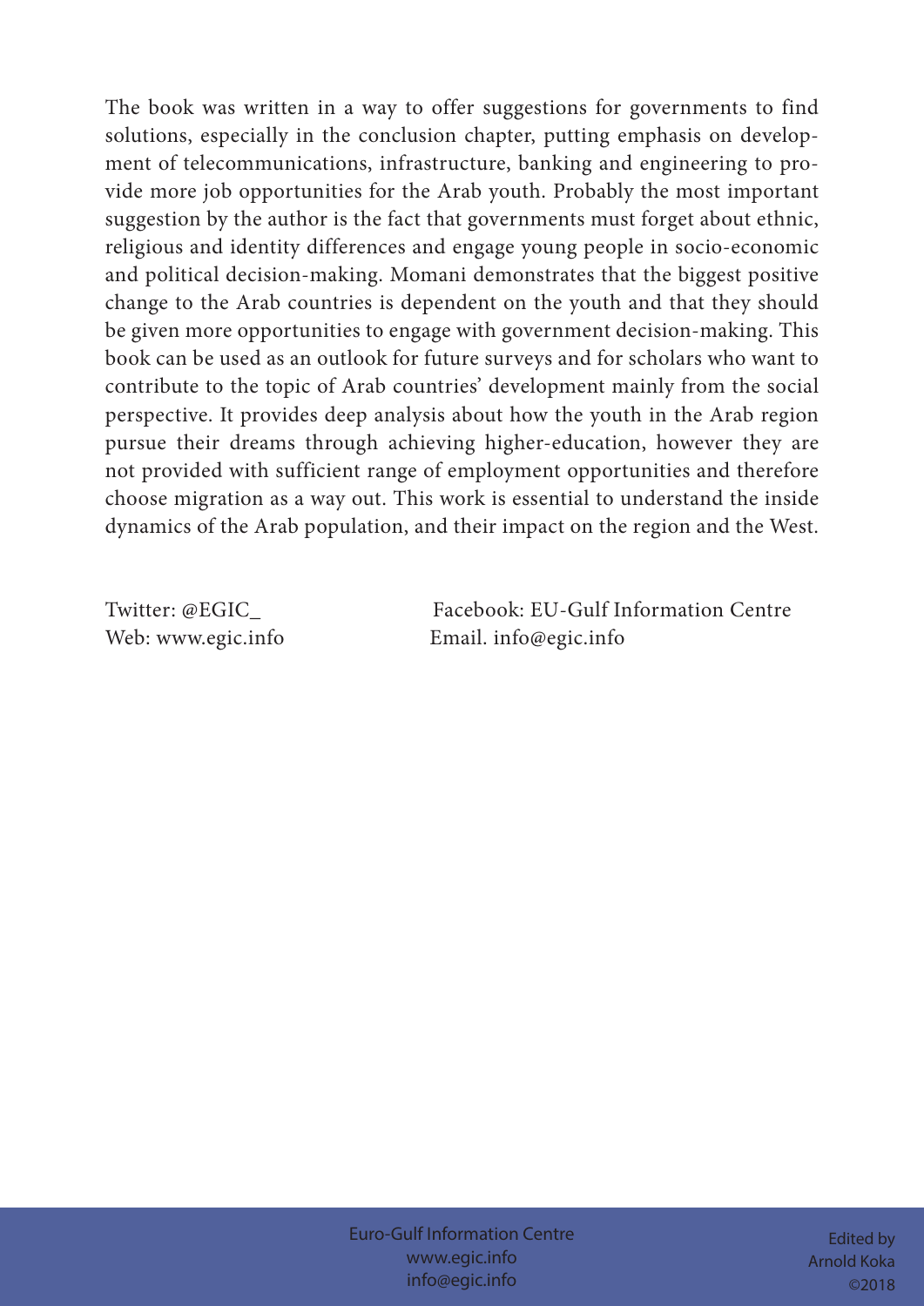The book was written in a way to offer suggestions for governments to find solutions, especially in the conclusion chapter, putting emphasis on development of telecommunications, infrastructure, banking and engineering to provide more job opportunities for the Arab youth. Probably the most important suggestion by the author is the fact that governments must forget about ethnic, religious and identity differences and engage young people in socio-economic and political decision-making. Momani demonstrates that the biggest positive change to the Arab countries is dependent on the youth and that they should be given more opportunities to engage with government decision-making. This book can be used as an outlook for future surveys and for scholars who want to contribute to the topic of Arab countries' development mainly from the social perspective. It provides deep analysis about how the youth in the Arab region pursue their dreams through achieving higher-education, however they are not provided with sufficient range of employment opportunities and therefore choose migration as a way out. This work is essential to understand the inside dynamics of the Arab population, and their impact on the region and the West.

Twitter: @EGIC_
Web: www.egic.info

Facebook: EU-Gulf Information Centre
Email. info@egic.info

Euro-Gulf Information Centre
www.egic.info
info@egic.info

Edited by
Arnold Koka
©2018